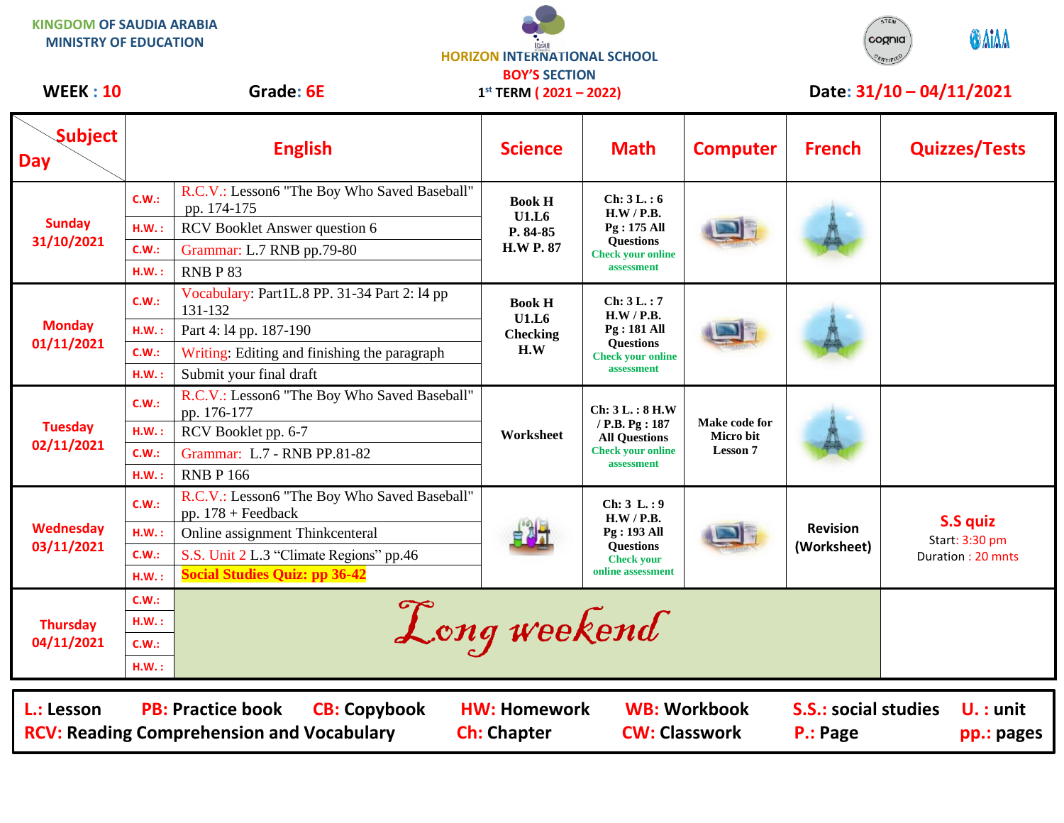KINGDOM OF SAUDIA ARABIA
MINISTRY OF EDUCATION

HORIZON INTERNATIONAL SCHOOL
BOY'S SECTION
1st TERM ( 2021 – 2022)

**WEEK : 10** **Grade: 6E** **Date: 31/10 – 04/11/2021**

| Day \ Subject | | English | Science | Math | Computer | French | Quizzes/Tests |
|---|---|---|---|---|---|---|---|
| Sunday 31/10/2021 | C.W.: | R.C.V.: Lesson6 "The Boy Who Saved Baseball" pp. 174-175 | Book H U1.L6 P. 84-85 H.W P. 87 | Ch: 3 L. : 6 H.W / P.B. Pg : 175 All Questions Check your online assessment | | | |
| | H.W. : | RCV Booklet Answer question 6 | | | | | |
| | C.W.: | Grammar: L.7 RNB pp.79-80 | | | | | |
| | H.W. : | RNB P 83 | | | | | |
| Monday 01/11/2021 | C.W.: | Vocabulary: Part1L.8 PP. 31-34 Part 2: l4 pp 131-132 | Book H U1.L6 Checking H.W | Ch: 3 L. : 7 H.W / P.B. Pg : 181 All Questions Check your online assessment | | | |
| | H.W. : | Part 4: l4 pp. 187-190 | | | | | |
| | C.W.: | Writing: Editing and finishing the paragraph | | | | | |
| | H.W. : | Submit your final draft | | | | | |
| Tuesday 02/11/2021 | C.W.: | R.C.V.: Lesson6 "The Boy Who Saved Baseball" pp. 176-177 | Worksheet | Ch: 3 L. : 8 H.W / P.B. Pg : 187 All Questions Check your online assessment | Make code for Micro bit Lesson 7 | | |
| | H.W. : | RCV Booklet pp. 6-7 | | | | | |
| | C.W.: | Grammar: L.7 - RNB PP.81-82 | | | | | |
| | H.W. : | RNB P 166 | | | | | |
| Wednesday 03/11/2021 | C.W.: | R.C.V.: Lesson6 "The Boy Who Saved Baseball" pp. 178 + Feedback | | Ch: 3 L. : 9 H.W / P.B. Pg : 193 All Questions Check your online assessment | | Revision (Worksheet) | **S.S quiz** Start: 3:30 pm Duration : 20 mnts |
| | H.W. : | Online assignment Thinkcenteral | | | | | |
| | C.W.: | S.S. Unit 2 L.3 "Climate Regions" pp.46 | | | | | |
| | H.W. : | **Social Studies Quiz: pp 36-42** | | | | | |
| Thursday 04/11/2021 | C.W.: | Long weekend | | | | | |
| | H.W. : | | | | | | |
| | C.W.: | | | | | | |
| | H.W. : | | | | | | |

**L.:** Lesson **PB:** Practice book **CB:** Copybook **HW:** Homework **WB:** Workbook **S.S.:** social studies **U. :** unit
**RCV:** Reading Comprehension and Vocabulary **Ch:** Chapter **CW:** Classwork **P.:** Page **pp.:** pages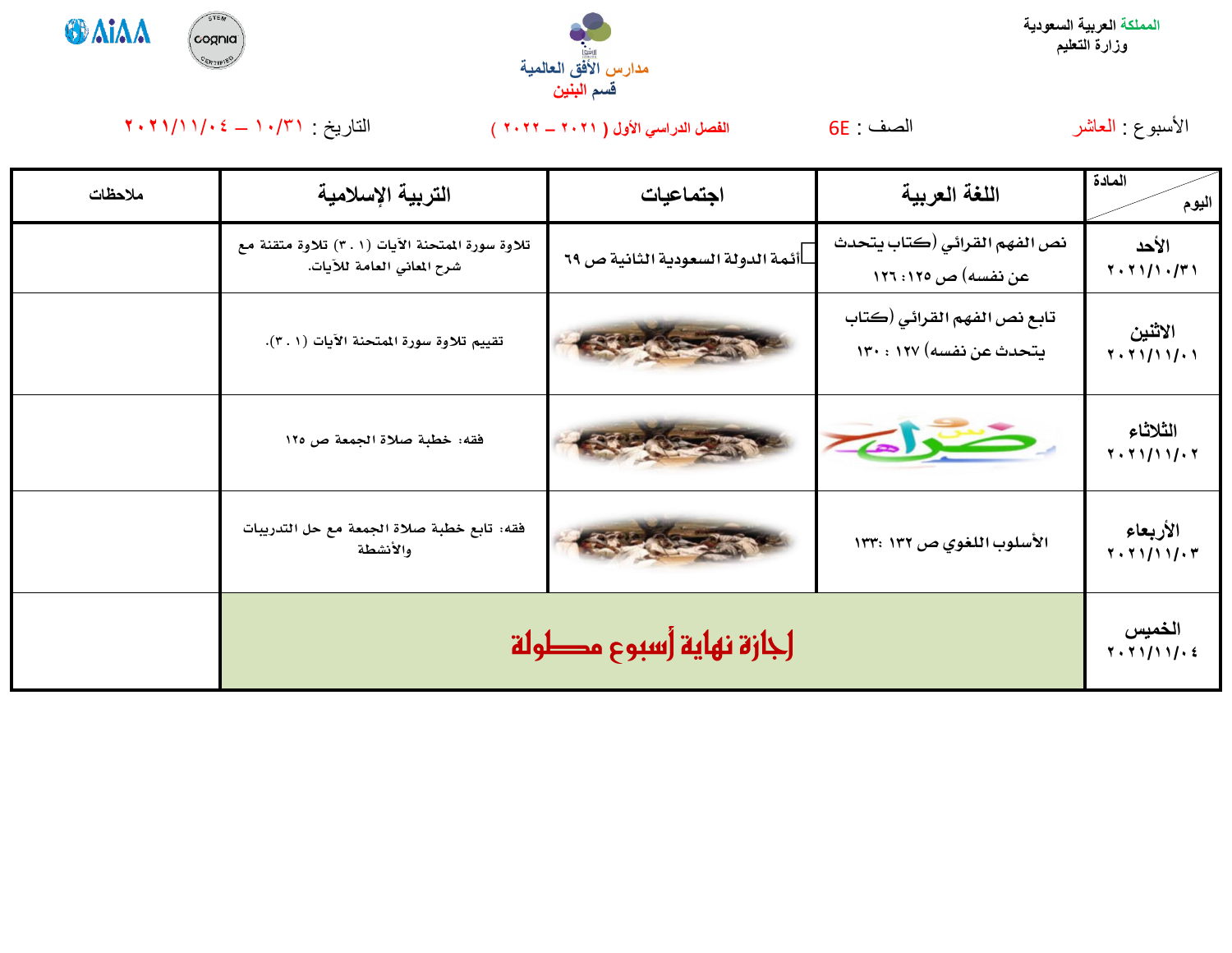المملكة العربية السعودية
وزارة التعليم

مدارس الأفق العالمية
قسم البنين

الأسبوع : العاشر | الصف : 6E | الفصل الدراسي الأول ( ٢٠٢١ – ٢٠٢٢ ) | التاريخ : ١٠/٣١ – ٢٠٢١/١١/٠٤

| المادة / اليوم | اللغة العربية | اجتماعيات | التربية الإسلامية | ملاحظات |
|---|---|---|---|---|
| الأحد ٢٠٢١/١٠/٣١ | نص الفهم القرائي (كتاب يتحدث عن نفسه) ص ١٢٥: ١٢٦ | أئمة الدولة السعودية الثانية ص ٦٩ | تلاوة سورة الممتحنة الآيات (١ . ٣) تلاوة متقنة مع شرح المعاني العامة للآيات. | |
| الاثنين ٢٠٢١/١١/٠١ | تابع نص الفهم القرائي (كتاب يتحدث عن نفسه) ١٢٧ : ١٣٠ | | تقييم تلاوة سورة الممتحنة الآيات (١ . ٣). | |
| الثلاثاء ٢٠٢١/١١/٠٢ | | | فقه: خطبة صلاة الجمعة ص ١٢٥ | |
| الأربعاء ٢٠٢١/١١/٠٣ | الأسلوب اللغوي ص ١٣٢ :١٣٣ | | فقه: تابع خطبة صلاة الجمعة مع حل التدريبات والأنشطة | |
| الخميس ٢٠٢١/١١/٠٤ | إجازة نهاية أسبوع مطولة | | | |